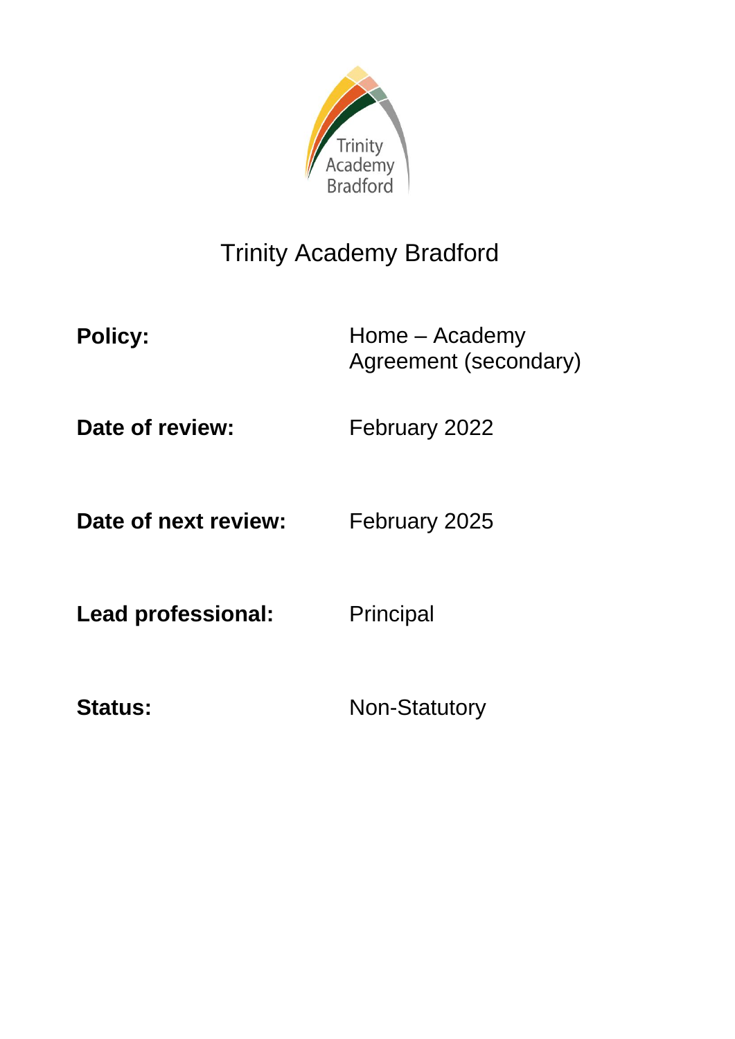# Trinity Academy Bradford

| | |
|---|---|
| **Policy:** | Home – Academy Agreement (secondary) |
| **Date of review:** | February 2022 |
| **Date of next review:** | February 2025 |
| **Lead professional:** | Principal |
| **Status:** | Non-Statutory |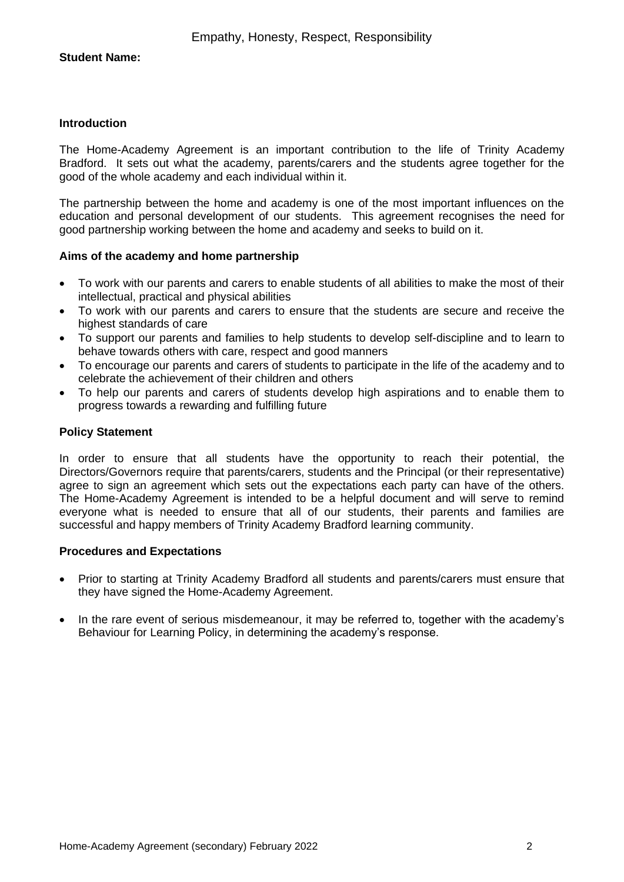Empathy, Honesty, Respect, Responsibility

**Student Name:**

**Introduction**

The Home-Academy Agreement is an important contribution to the life of Trinity Academy Bradford. It sets out what the academy, parents/carers and the students agree together for the good of the whole academy and each individual within it.

The partnership between the home and academy is one of the most important influences on the education and personal development of our students. This agreement recognises the need for good partnership working between the home and academy and seeks to build on it.

**Aims of the academy and home partnership**

- To work with our parents and carers to enable students of all abilities to make the most of their intellectual, practical and physical abilities
- To work with our parents and carers to ensure that the students are secure and receive the highest standards of care
- To support our parents and families to help students to develop self-discipline and to learn to behave towards others with care, respect and good manners
- To encourage our parents and carers of students to participate in the life of the academy and to celebrate the achievement of their children and others
- To help our parents and carers of students develop high aspirations and to enable them to progress towards a rewarding and fulfilling future

**Policy Statement**

In order to ensure that all students have the opportunity to reach their potential, the Directors/Governors require that parents/carers, students and the Principal (or their representative) agree to sign an agreement which sets out the expectations each party can have of the others. The Home-Academy Agreement is intended to be a helpful document and will serve to remind everyone what is needed to ensure that all of our students, their parents and families are successful and happy members of Trinity Academy Bradford learning community.

**Procedures and Expectations**

- Prior to starting at Trinity Academy Bradford all students and parents/carers must ensure that they have signed the Home-Academy Agreement.
- In the rare event of serious misdemeanour, it may be referred to, together with the academy's Behaviour for Learning Policy, in determining the academy's response.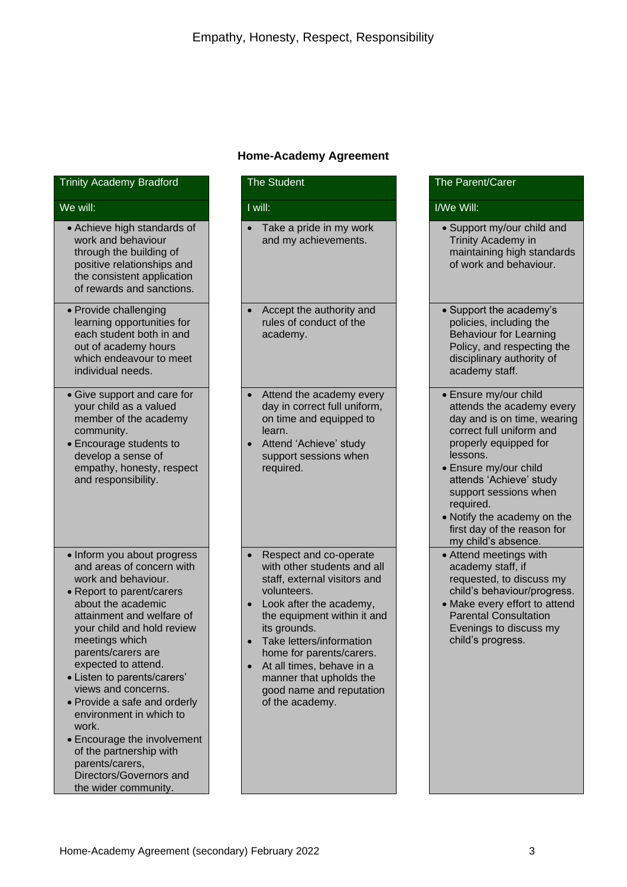## Home-Academy Agreement

| Trinity Academy Bradford | The Student | The Parent/Carer |
|---|---|---|
| **We will:** | **I will:** | **I/We Will:** |
| • Achieve high standards of work and behaviour through the building of positive relationships and the consistent application of rewards and sanctions. | • Take a pride in my work and my achievements. | • Support my/our child and Trinity Academy in maintaining high standards of work and behaviour. |
| • Provide challenging learning opportunities for each student both in and out of academy hours which endeavour to meet individual needs. | • Accept the authority and rules of conduct of the academy. | • Support the academy's policies, including the Behaviour for Learning Policy, and respecting the disciplinary authority of academy staff. |
| • Give support and care for your child as a valued member of the academy community.<br>• Encourage students to develop a sense of empathy, honesty, respect and responsibility. | • Attend the academy every day in correct full uniform, on time and equipped to learn.<br>• Attend 'Achieve' study support sessions when required. | • Ensure my/our child attends the academy every day and is on time, wearing correct full uniform and properly equipped for lessons.<br>• Ensure my/our child attends 'Achieve' study support sessions when required.<br>• Notify the academy on the first day of the reason for my child's absence. |
| • Inform you about progress and areas of concern with work and behaviour.<br>• Report to parent/carers about the academic attainment and welfare of your child and hold review meetings which parents/carers are expected to attend.<br>• Listen to parents/carers' views and concerns.<br>• Provide a safe and orderly environment in which to work.<br>• Encourage the involvement of the partnership with parents/carers, Directors/Governors and the wider community. | • Respect and co-operate with other students and all staff, external visitors and volunteers.<br>• Look after the academy, the equipment within it and its grounds.<br>• Take letters/information home for parents/carers.<br>• At all times, behave in a manner that upholds the good name and reputation of the academy. | • Attend meetings with academy staff, if requested, to discuss my child's behaviour/progress.<br>• Make every effort to attend Parental Consultation Evenings to discuss my child's progress. |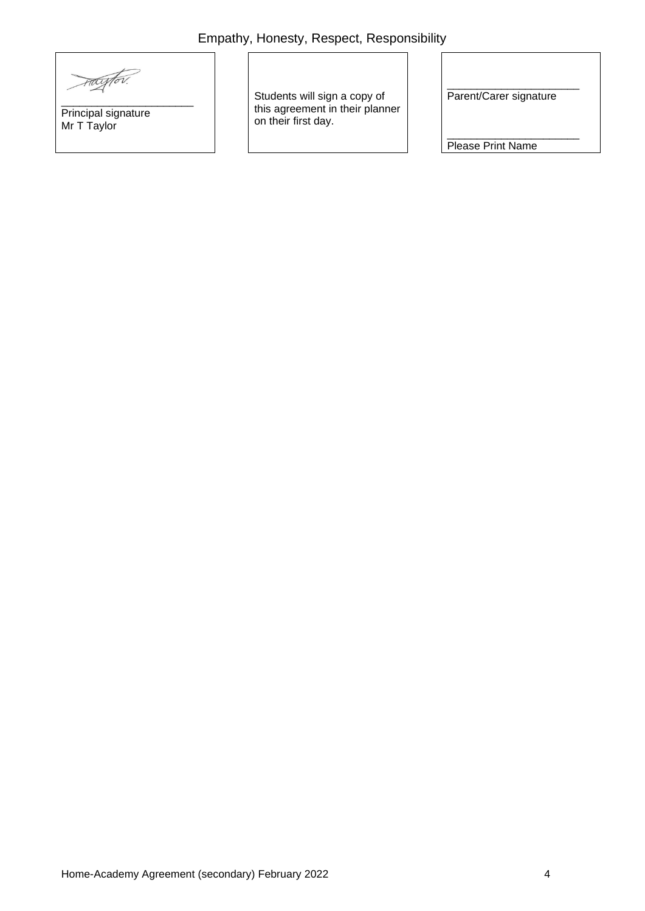Empathy, Honesty, Respect, Responsibility

| | | |
|---|---|---|
| ______________________ Principal signature Mr T Taylor | Students will sign a copy of this agreement in their planner on their first day. | ______________________ Parent/Carer signature ______________________ Please Print Name |